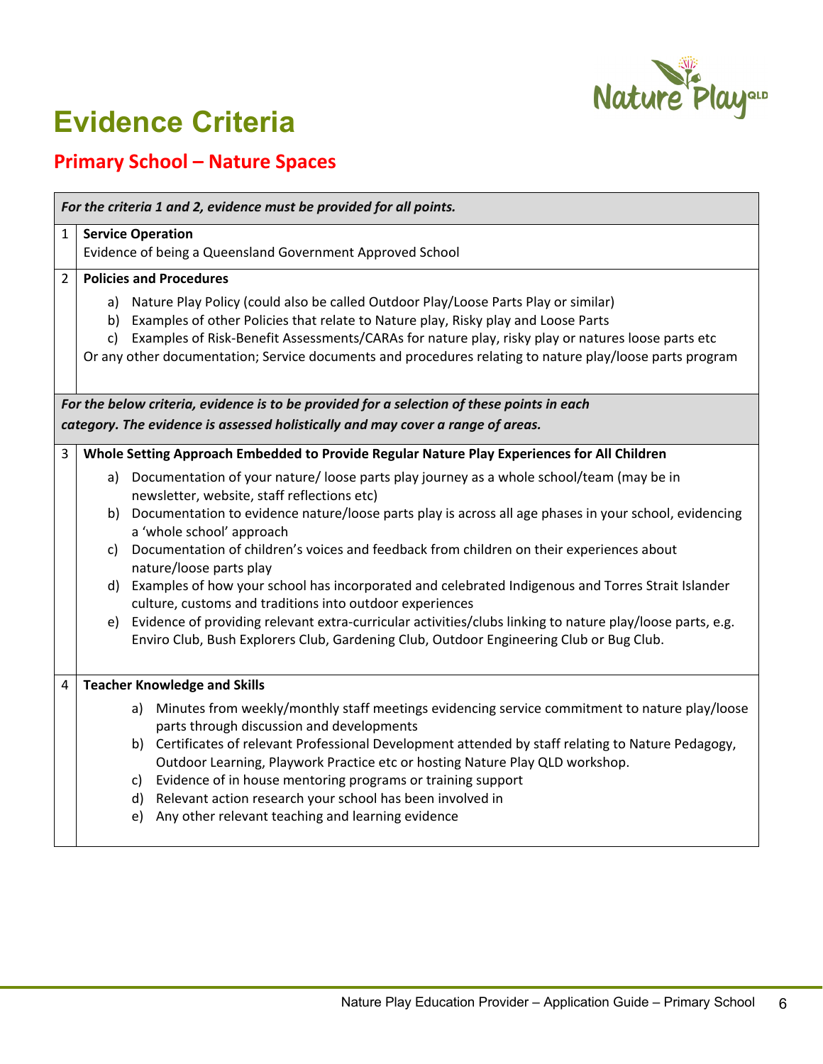# Evidence Criteria

## Primary School – Nature Spaces

| | *For the criteria 1 and 2, evidence must be provided for all points.* |
|---|---|
| 1 | **Service Operation**<br>Evidence of being a Queensland Government Approved School |
| 2 | **Policies and Procedures**<br>a) Nature Play Policy (could also be called Outdoor Play/Loose Parts Play or similar)<br>b) Examples of other Policies that relate to Nature play, Risky play and Loose Parts<br>c) Examples of Risk-Benefit Assessments/CARAs for nature play, risky play or natures loose parts etc<br>Or any other documentation; Service documents and procedures relating to nature play/loose parts program |
| | *For the below criteria, evidence is to be provided for a selection of these points in each category. The evidence is assessed holistically and may cover a range of areas.* |
| 3 | **Whole Setting Approach Embedded to Provide Regular Nature Play Experiences for All Children**<br>a) Documentation of your nature/ loose parts play journey as a whole school/team (may be in newsletter, website, staff reflections etc)<br>b) Documentation to evidence nature/loose parts play is across all age phases in your school, evidencing a 'whole school' approach<br>c) Documentation of children's voices and feedback from children on their experiences about nature/loose parts play<br>d) Examples of how your school has incorporated and celebrated Indigenous and Torres Strait Islander culture, customs and traditions into outdoor experiences<br>e) Evidence of providing relevant extra-curricular activities/clubs linking to nature play/loose parts, e.g. Enviro Club, Bush Explorers Club, Gardening Club, Outdoor Engineering Club or Bug Club. |
| 4 | **Teacher Knowledge and Skills**<br>a) Minutes from weekly/monthly staff meetings evidencing service commitment to nature play/loose parts through discussion and developments<br>b) Certificates of relevant Professional Development attended by staff relating to Nature Pedagogy, Outdoor Learning, Playwork Practice etc or hosting Nature Play QLD workshop.<br>c) Evidence of in house mentoring programs or training support<br>d) Relevant action research your school has been involved in<br>e) Any other relevant teaching and learning evidence |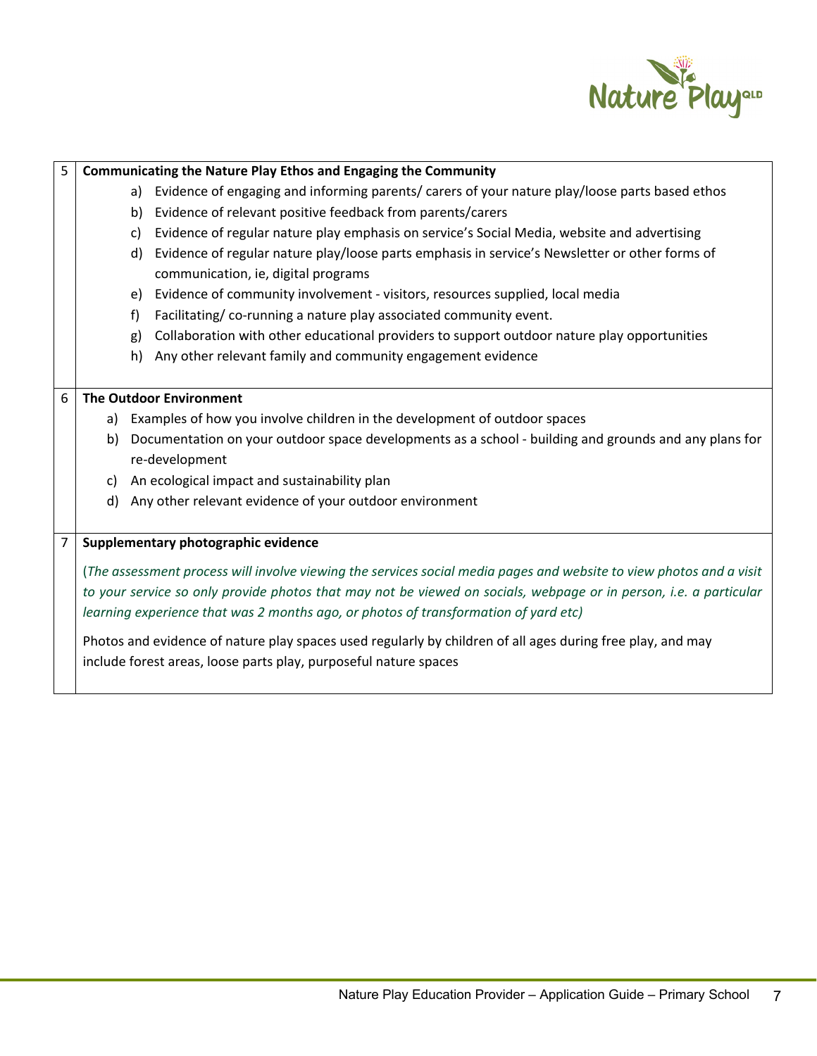| | |
|---|---|
| 5 | **Communicating the Nature Play Ethos and Engaging the Community**<br>a) Evidence of engaging and informing parents/ carers of your nature play/loose parts based ethos<br>b) Evidence of relevant positive feedback from parents/carers<br>c) Evidence of regular nature play emphasis on service's Social Media, website and advertising<br>d) Evidence of regular nature play/loose parts emphasis in service's Newsletter or other forms of communication, ie, digital programs<br>e) Evidence of community involvement - visitors, resources supplied, local media<br>f) Facilitating/ co-running a nature play associated community event.<br>g) Collaboration with other educational providers to support outdoor nature play opportunities<br>h) Any other relevant family and community engagement evidence |
| 6 | **The Outdoor Environment**<br>a) Examples of how you involve children in the development of outdoor spaces<br>b) Documentation on your outdoor space developments as a school - building and grounds and any plans for re-development<br>c) An ecological impact and sustainability plan<br>d) Any other relevant evidence of your outdoor environment |
| 7 | **Supplementary photographic evidence**<br>(*The assessment process will involve viewing the services social media pages and website to view photos and a visit to your service so only provide photos that may not be viewed on socials, webpage or in person, i.e. a particular learning experience that was 2 months ago, or photos of transformation of yard etc)*<br>Photos and evidence of nature play spaces used regularly by children of all ages during free play, and may include forest areas, loose parts play, purposeful nature spaces |